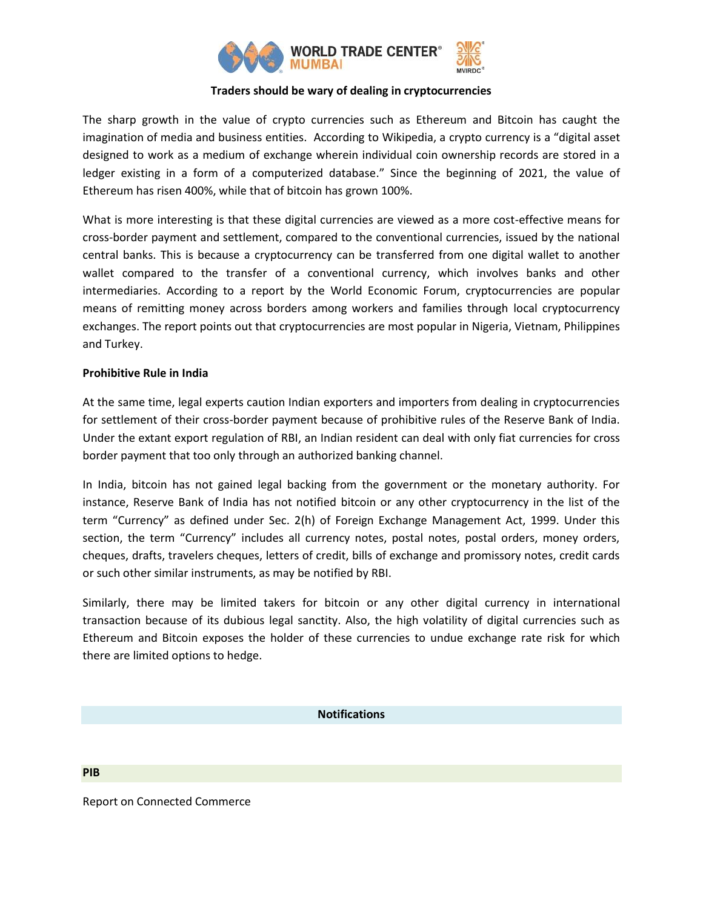# Traders should be wary of dealing in cryptocurrencies

The sharp growth in the value of crypto currencies such as Ethereum and Bitcoin has caught the imagination of media and business entities. According to Wikipedia, a crypto currency is a "digital asset designed to work as a medium of exchange wherein individual coin ownership records are stored in a ledger existing in a form of a computerized database." Since the beginning of 2021, the value of Ethereum has risen 400%, while that of bitcoin has grown 100%.

What is more interesting is that these digital currencies are viewed as a more cost-effective means for cross-border payment and settlement, compared to the conventional currencies, issued by the national central banks. This is because a cryptocurrency can be transferred from one digital wallet to another wallet compared to the transfer of a conventional currency, which involves banks and other intermediaries. According to a report by the World Economic Forum, cryptocurrencies are popular means of remitting money across borders among workers and families through local cryptocurrency exchanges. The report points out that cryptocurrencies are most popular in Nigeria, Vietnam, Philippines and Turkey.

## Prohibitive Rule in India

At the same time, legal experts caution Indian exporters and importers from dealing in cryptocurrencies for settlement of their cross-border payment because of prohibitive rules of the Reserve Bank of India. Under the extant export regulation of RBI, an Indian resident can deal with only fiat currencies for cross border payment that too only through an authorized banking channel.

In India, bitcoin has not gained legal backing from the government or the monetary authority. For instance, Reserve Bank of India has not notified bitcoin or any other cryptocurrency in the list of the term "Currency" as defined under Sec. 2(h) of Foreign Exchange Management Act, 1999. Under this section, the term "Currency" includes all currency notes, postal notes, postal orders, money orders, cheques, drafts, travelers cheques, letters of credit, bills of exchange and promissory notes, credit cards or such other similar instruments, as may be notified by RBI.

Similarly, there may be limited takers for bitcoin or any other digital currency in international transaction because of its dubious legal sanctity. Also, the high volatility of digital currencies such as Ethereum and Bitcoin exposes the holder of these currencies to undue exchange rate risk for which there are limited options to hedge.

## Notifications

### PIB

Report on Connected Commerce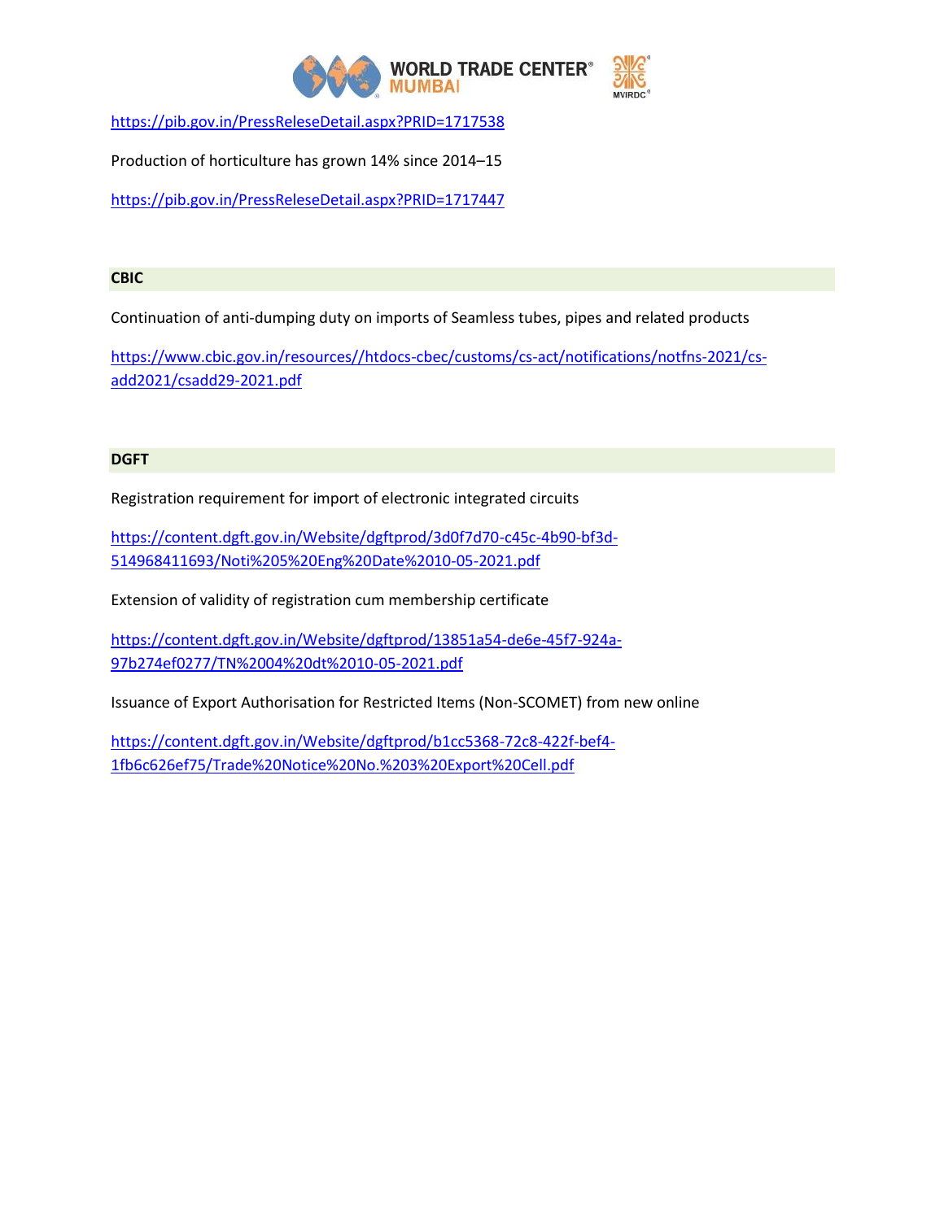https://pib.gov.in/PressReleseDetail.aspx?PRID=1717538

Production of horticulture has grown 14% since 2014–15

https://pib.gov.in/PressReleseDetail.aspx?PRID=1717447

**CBIC**

Continuation of anti-dumping duty on imports of Seamless tubes, pipes and related products

https://www.cbic.gov.in/resources//htdocs-cbec/customs/cs-act/notifications/notfns-2021/cs-add2021/csadd29-2021.pdf

**DGFT**

Registration requirement for import of electronic integrated circuits

https://content.dgft.gov.in/Website/dgftprod/3d0f7d70-c45c-4b90-bf3d-514968411693/Noti%205%20Eng%20Date%2010-05-2021.pdf

Extension of validity of registration cum membership certificate

https://content.dgft.gov.in/Website/dgftprod/13851a54-de6e-45f7-924a-97b274ef0277/TN%2004%20dt%2010-05-2021.pdf

Issuance of Export Authorisation for Restricted Items (Non-SCOMET) from new online

https://content.dgft.gov.in/Website/dgftprod/b1cc5368-72c8-422f-bef4-1fb6c626ef75/Trade%20Notice%20No.%203%20Export%20Cell.pdf